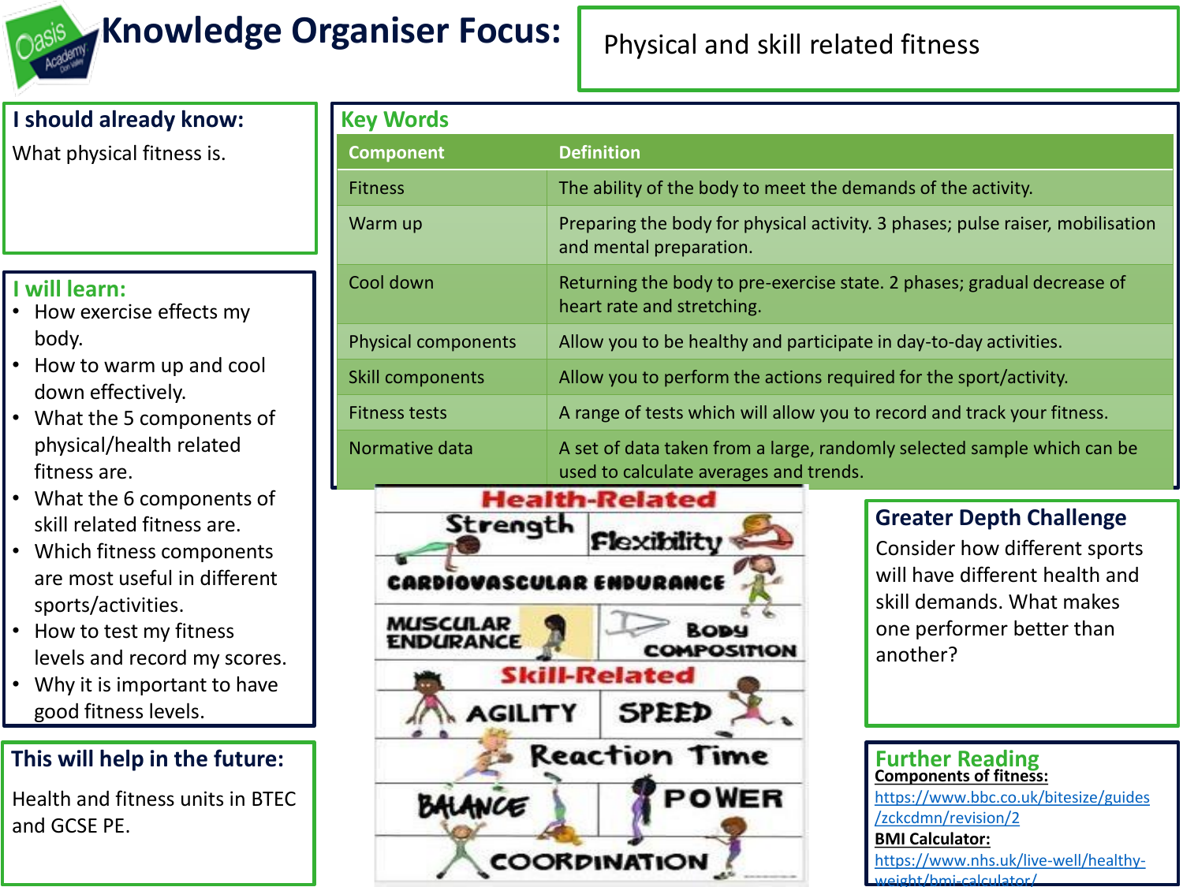# Knowledge Organiser Focus:

Physical and skill related fitness

## I should already know:

What physical fitness is.

## I will learn:

- How exercise effects my body.
- How to warm up and cool down effectively.
- What the 5 components of physical/health related fitness are.
- What the 6 components of skill related fitness are.
- Which fitness components are most useful in different sports/activities.
- How to test my fitness levels and record my scores.
- Why it is important to have good fitness levels.

## This will help in the future:

Health and fitness units in BTEC and GCSE PE.

## Key Words

| Component | Definition |
|---|---|
| Fitness | The ability of the body to meet the demands of the activity. |
| Warm up | Preparing the body for physical activity. 3 phases; pulse raiser, mobilisation and mental preparation. |
| Cool down | Returning the body to pre-exercise state. 2 phases; gradual decrease of heart rate and stretching. |
| Physical components | Allow you to be healthy and participate in day-to-day activities. |
| Skill components | Allow you to perform the actions required for the sport/activity. |
| Fitness tests | A range of tests which will allow you to record and track your fitness. |
| Normative data | A set of data taken from a large, randomly selected sample which can be used to calculate averages and trends. |

**Health-Related**

Strength, Flexibility, Cardiovascular Endurance, Muscular Endurance, Body Composition

**Skill-Related**

Agility, Speed, Reaction Time, Balance, Power, Coordination

## Greater Depth Challenge

Consider how different sports will have different health and skill demands. What makes one performer better than another?

## Further Reading

**Components of fitness:**
https://www.bbc.co.uk/bitesize/guides/zckcdmn/revision/2

**BMI Calculator:**
https://www.nhs.uk/live-well/healthy-weight/bmi-calculator/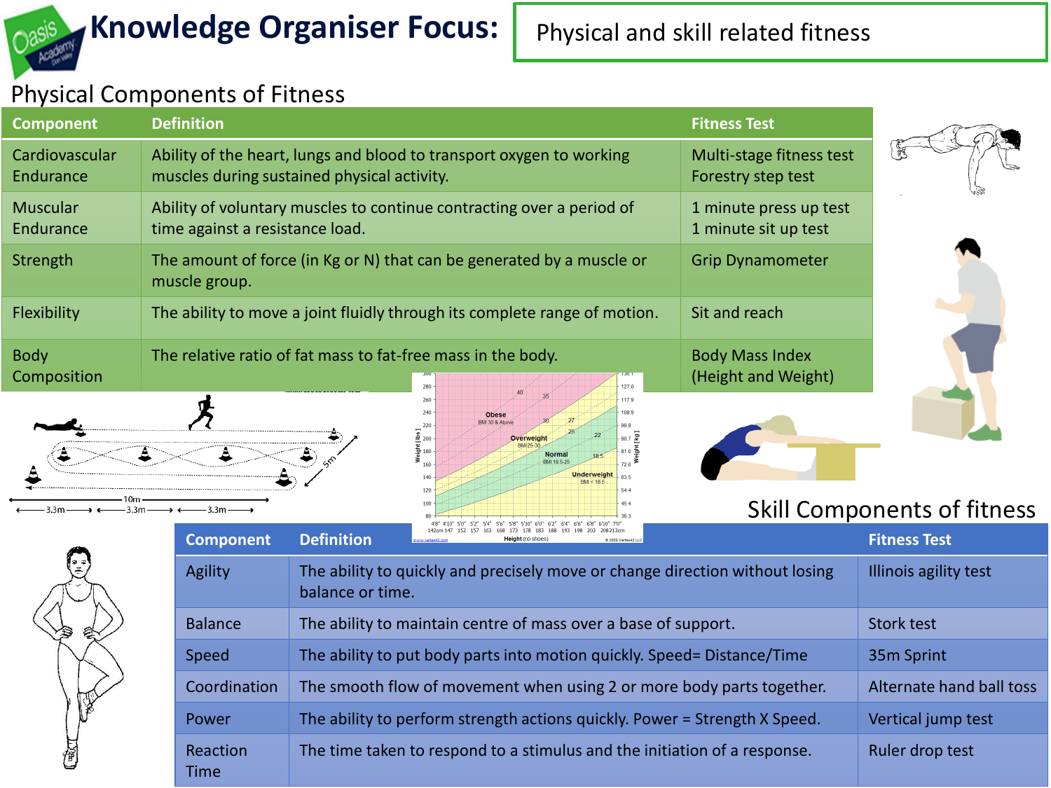# Knowledge Organiser Focus: Physical and skill related fitness

## Physical Components of Fitness

| Component | Definition | Fitness Test |
|---|---|---|
| Cardiovascular Endurance | Ability of the heart, lungs and blood to transport oxygen to working muscles during sustained physical activity. | Multi-stage fitness test<br>Forestry step test |
| Muscular Endurance | Ability of voluntary muscles to continue contracting over a period of time against a resistance load. | 1 minute press up test<br>1 minute sit up test |
| Strength | The amount of force (in Kg or N) that can be generated by a muscle or muscle group. | Grip Dynamometer |
| Flexibility | The ability to move a joint fluidly through its complete range of motion. | Sit and reach |
| Body Composition | The relative ratio of fat mass to fat-free mass in the body. | Body Mass Index (Height and Weight) |

10m
3.3m 3.3m 3.3m
5m

Obese BMI 30 & Above
Overweight BMI 25-30
Normal BMI 18.5-25
Underweight BMI < 18.5
Weight [lbs]
Weight [kg]
Height (no shoes)

## Skill Components of fitness

| Component | Definition | Fitness Test |
|---|---|---|
| Agility | The ability to quickly and precisely move or change direction without losing balance or time. | Illinois agility test |
| Balance | The ability to maintain centre of mass over a base of support. | Stork test |
| Speed | The ability to put body parts into motion quickly. Speed= Distance/Time | 35m Sprint |
| Coordination | The smooth flow of movement when using 2 or more body parts together. | Alternate hand ball toss |
| Power | The ability to perform strength actions quickly. Power = Strength X Speed. | Vertical jump test |
| Reaction Time | The time taken to respond to a stimulus and the initiation of a response. | Ruler drop test |